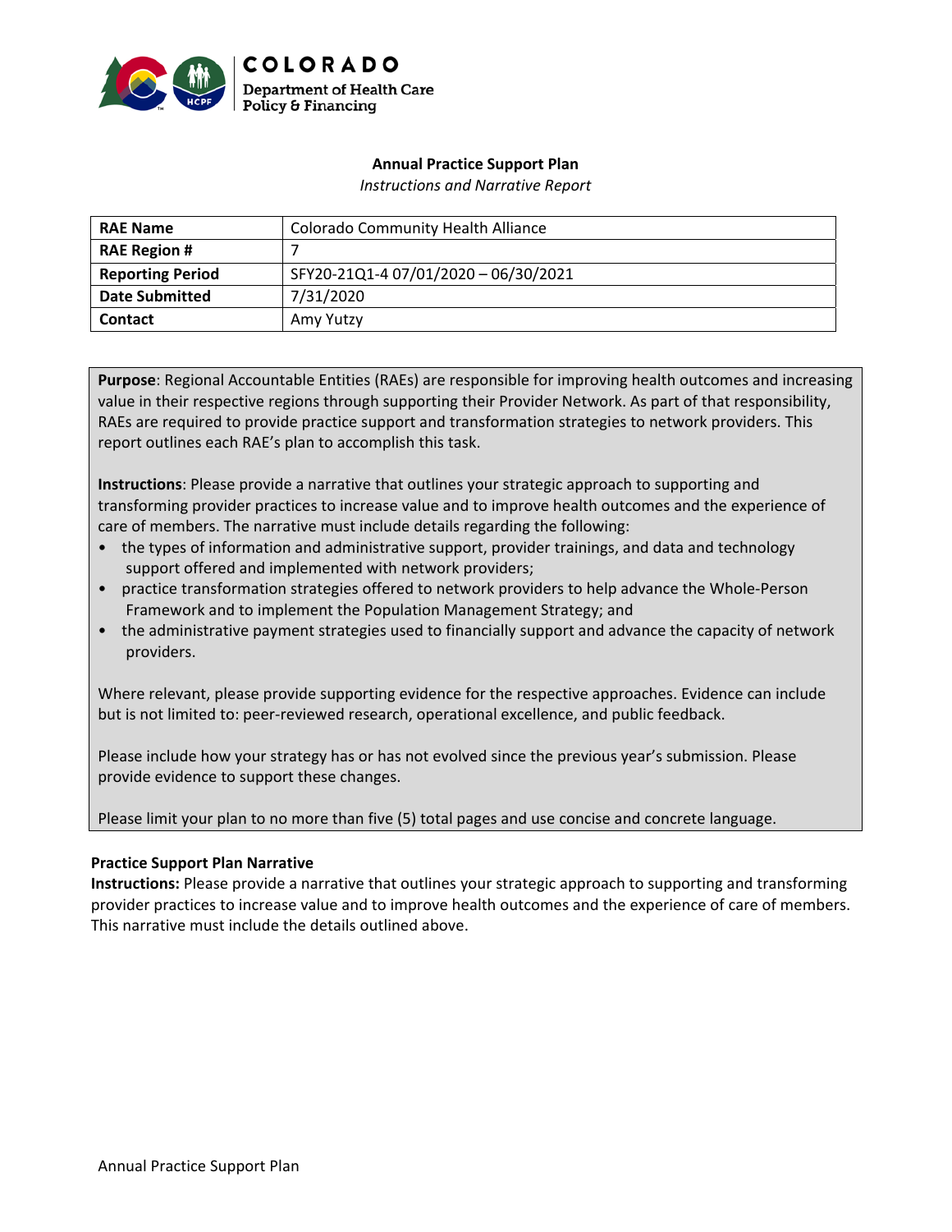COLORADO
Department of Health Care Policy & Financing

**Annual Practice Support Plan**

*Instructions and Narrative Report*

| **RAE Name** | Colorado Community Health Alliance |
|---|---|
| **RAE Region #** | 7 |
| **Reporting Period** | SFY20-21Q1-4 07/01/2020 – 06/30/2021 |
| **Date Submitted** | 7/31/2020 |
| **Contact** | Amy Yutzy |

**Purpose**: Regional Accountable Entities (RAEs) are responsible for improving health outcomes and increasing value in their respective regions through supporting their Provider Network. As part of that responsibility, RAEs are required to provide practice support and transformation strategies to network providers. This report outlines each RAE's plan to accomplish this task.

**Instructions**: Please provide a narrative that outlines your strategic approach to supporting and transforming provider practices to increase value and to improve health outcomes and the experience of care of members. The narrative must include details regarding the following:

- the types of information and administrative support, provider trainings, and data and technology support offered and implemented with network providers;
- practice transformation strategies offered to network providers to help advance the Whole-Person Framework and to implement the Population Management Strategy; and
- the administrative payment strategies used to financially support and advance the capacity of network providers.

Where relevant, please provide supporting evidence for the respective approaches. Evidence can include but is not limited to: peer-reviewed research, operational excellence, and public feedback.

Please include how your strategy has or has not evolved since the previous year's submission. Please provide evidence to support these changes.

Please limit your plan to no more than five (5) total pages and use concise and concrete language.

**Practice Support Plan Narrative**

**Instructions:** Please provide a narrative that outlines your strategic approach to supporting and transforming provider practices to increase value and to improve health outcomes and the experience of care of members. This narrative must include the details outlined above.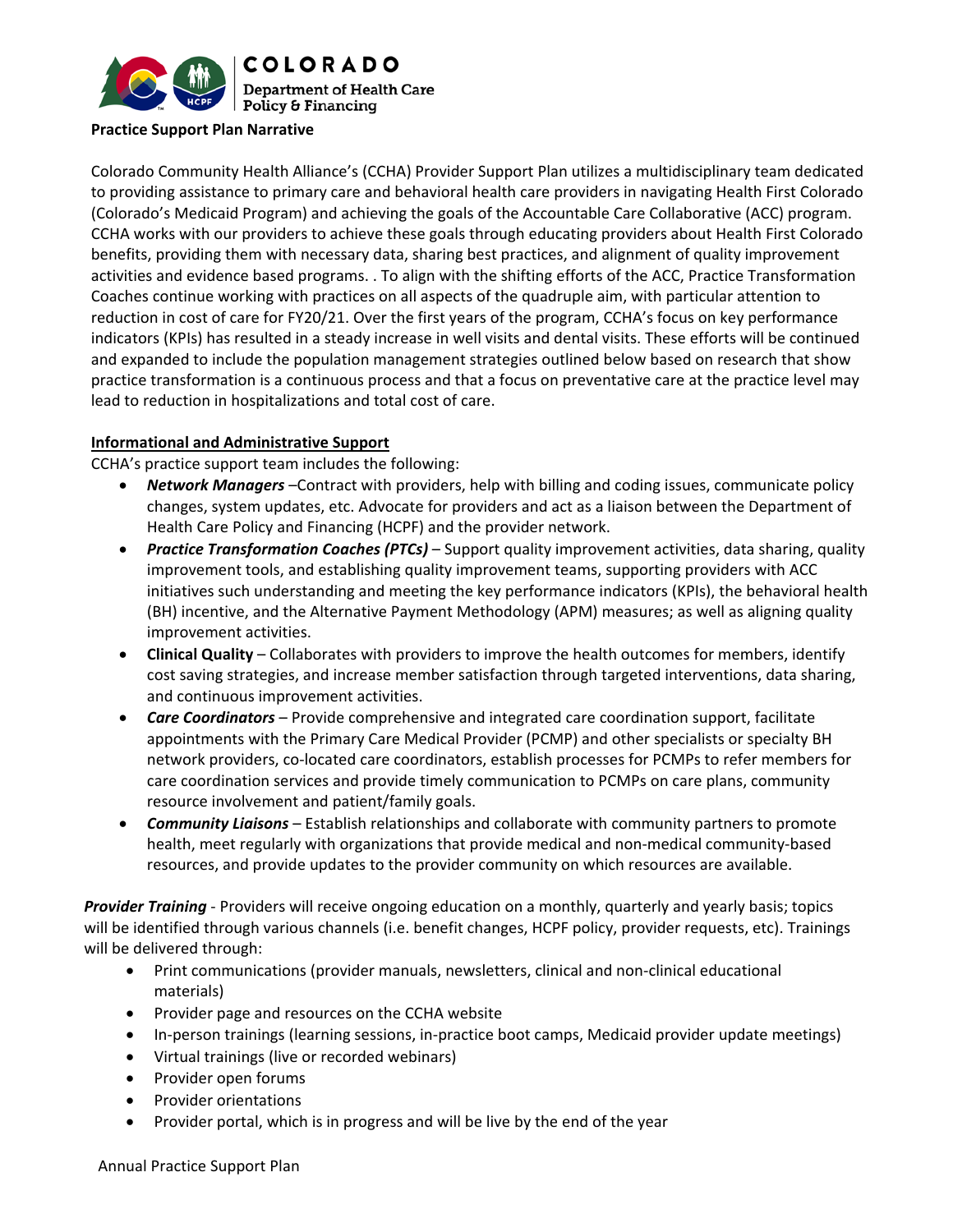**Practice Support Plan Narrative**

Colorado Community Health Alliance's (CCHA) Provider Support Plan utilizes a multidisciplinary team dedicated to providing assistance to primary care and behavioral health care providers in navigating Health First Colorado (Colorado's Medicaid Program) and achieving the goals of the Accountable Care Collaborative (ACC) program. CCHA works with our providers to achieve these goals through educating providers about Health First Colorado benefits, providing them with necessary data, sharing best practices, and alignment of quality improvement activities and evidence based programs. . To align with the shifting efforts of the ACC, Practice Transformation Coaches continue working with practices on all aspects of the quadruple aim, with particular attention to reduction in cost of care for FY20/21. Over the first years of the program, CCHA's focus on key performance indicators (KPIs) has resulted in a steady increase in well visits and dental visits. These efforts will be continued and expanded to include the population management strategies outlined below based on research that show practice transformation is a continuous process and that a focus on preventative care at the practice level may lead to reduction in hospitalizations and total cost of care.

**Informational and Administrative Support**

CCHA's practice support team includes the following:

- ***Network Managers*** –Contract with providers, help with billing and coding issues, communicate policy changes, system updates, etc. Advocate for providers and act as a liaison between the Department of Health Care Policy and Financing (HCPF) and the provider network.
- ***Practice Transformation Coaches (PTCs)*** – Support quality improvement activities, data sharing, quality improvement tools, and establishing quality improvement teams, supporting providers with ACC initiatives such understanding and meeting the key performance indicators (KPIs), the behavioral health (BH) incentive, and the Alternative Payment Methodology (APM) measures; as well as aligning quality improvement activities.
- **Clinical Quality** – Collaborates with providers to improve the health outcomes for members, identify cost saving strategies, and increase member satisfaction through targeted interventions, data sharing, and continuous improvement activities.
- ***Care Coordinators*** – Provide comprehensive and integrated care coordination support, facilitate appointments with the Primary Care Medical Provider (PCMP) and other specialists or specialty BH network providers, co-located care coordinators, establish processes for PCMPs to refer members for care coordination services and provide timely communication to PCMPs on care plans, community resource involvement and patient/family goals.
- ***Community Liaisons*** – Establish relationships and collaborate with community partners to promote health, meet regularly with organizations that provide medical and non-medical community-based resources, and provide updates to the provider community on which resources are available.

***Provider Training*** - Providers will receive ongoing education on a monthly, quarterly and yearly basis; topics will be identified through various channels (i.e. benefit changes, HCPF policy, provider requests, etc). Trainings will be delivered through:

- Print communications (provider manuals, newsletters, clinical and non-clinical educational materials)
- Provider page and resources on the CCHA website
- In-person trainings (learning sessions, in-practice boot camps, Medicaid provider update meetings)
- Virtual trainings (live or recorded webinars)
- Provider open forums
- Provider orientations
- Provider portal, which is in progress and will be live by the end of the year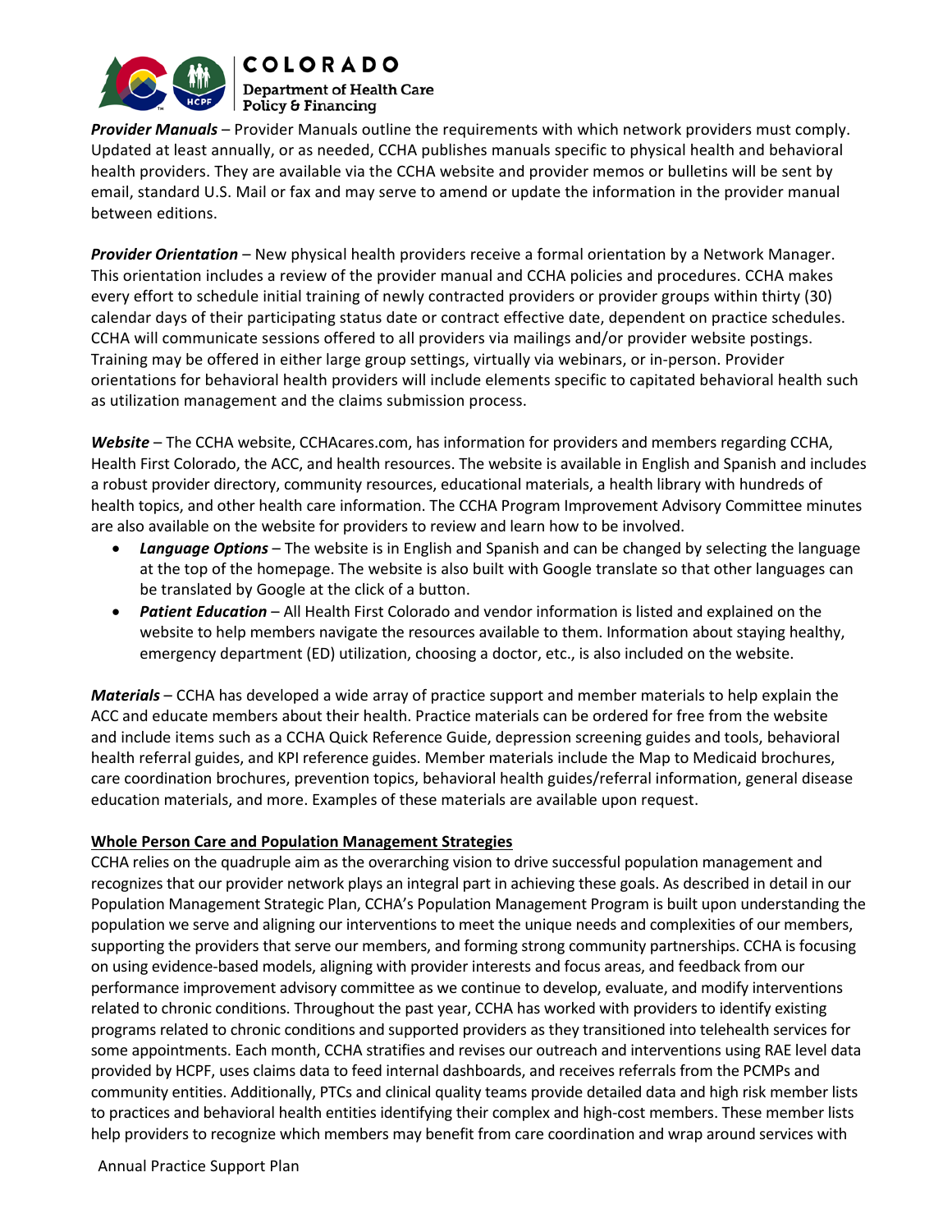***Provider Manuals*** – Provider Manuals outline the requirements with which network providers must comply. Updated at least annually, or as needed, CCHA publishes manuals specific to physical health and behavioral health providers. They are available via the CCHA website and provider memos or bulletins will be sent by email, standard U.S. Mail or fax and may serve to amend or update the information in the provider manual between editions.

***Provider Orientation*** – New physical health providers receive a formal orientation by a Network Manager. This orientation includes a review of the provider manual and CCHA policies and procedures. CCHA makes every effort to schedule initial training of newly contracted providers or provider groups within thirty (30) calendar days of their participating status date or contract effective date, dependent on practice schedules. CCHA will communicate sessions offered to all providers via mailings and/or provider website postings. Training may be offered in either large group settings, virtually via webinars, or in-person. Provider orientations for behavioral health providers will include elements specific to capitated behavioral health such as utilization management and the claims submission process.

***Website*** – The CCHA website, CCHAcares.com, has information for providers and members regarding CCHA, Health First Colorado, the ACC, and health resources. The website is available in English and Spanish and includes a robust provider directory, community resources, educational materials, a health library with hundreds of health topics, and other health care information. The CCHA Program Improvement Advisory Committee minutes are also available on the website for providers to review and learn how to be involved.

- ***Language Options*** – The website is in English and Spanish and can be changed by selecting the language at the top of the homepage. The website is also built with Google translate so that other languages can be translated by Google at the click of a button.
- ***Patient Education*** – All Health First Colorado and vendor information is listed and explained on the website to help members navigate the resources available to them. Information about staying healthy, emergency department (ED) utilization, choosing a doctor, etc., is also included on the website.

***Materials*** – CCHA has developed a wide array of practice support and member materials to help explain the ACC and educate members about their health. Practice materials can be ordered for free from the website and include items such as a CCHA Quick Reference Guide, depression screening guides and tools, behavioral health referral guides, and KPI reference guides. Member materials include the Map to Medicaid brochures, care coordination brochures, prevention topics, behavioral health guides/referral information, general disease education materials, and more. Examples of these materials are available upon request.

**Whole Person Care and Population Management Strategies**

CCHA relies on the quadruple aim as the overarching vision to drive successful population management and recognizes that our provider network plays an integral part in achieving these goals. As described in detail in our Population Management Strategic Plan, CCHA's Population Management Program is built upon understanding the population we serve and aligning our interventions to meet the unique needs and complexities of our members, supporting the providers that serve our members, and forming strong community partnerships. CCHA is focusing on using evidence-based models, aligning with provider interests and focus areas, and feedback from our performance improvement advisory committee as we continue to develop, evaluate, and modify interventions related to chronic conditions. Throughout the past year, CCHA has worked with providers to identify existing programs related to chronic conditions and supported providers as they transitioned into telehealth services for some appointments. Each month, CCHA stratifies and revises our outreach and interventions using RAE level data provided by HCPF, uses claims data to feed internal dashboards, and receives referrals from the PCMPs and community entities. Additionally, PTCs and clinical quality teams provide detailed data and high risk member lists to practices and behavioral health entities identifying their complex and high-cost members. These member lists help providers to recognize which members may benefit from care coordination and wrap around services with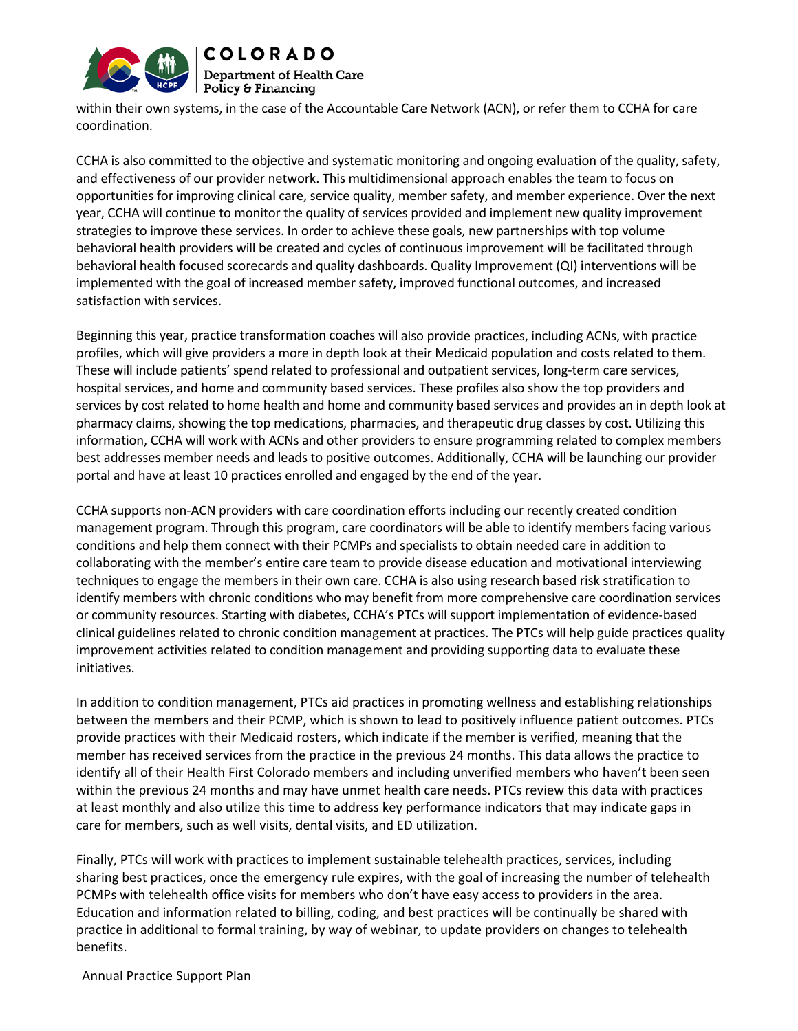within their own systems, in the case of the Accountable Care Network (ACN), or refer them to CCHA for care coordination.

CCHA is also committed to the objective and systematic monitoring and ongoing evaluation of the quality, safety, and effectiveness of our provider network. This multidimensional approach enables the team to focus on opportunities for improving clinical care, service quality, member safety, and member experience. Over the next year, CCHA will continue to monitor the quality of services provided and implement new quality improvement strategies to improve these services. In order to achieve these goals, new partnerships with top volume behavioral health providers will be created and cycles of continuous improvement will be facilitated through behavioral health focused scorecards and quality dashboards. Quality Improvement (QI) interventions will be implemented with the goal of increased member safety, improved functional outcomes, and increased satisfaction with services.

Beginning this year, practice transformation coaches will also provide practices, including ACNs, with practice profiles, which will give providers a more in depth look at their Medicaid population and costs related to them. These will include patients' spend related to professional and outpatient services, long-term care services, hospital services, and home and community based services. These profiles also show the top providers and services by cost related to home health and home and community based services and provides an in depth look at pharmacy claims, showing the top medications, pharmacies, and therapeutic drug classes by cost. Utilizing this information, CCHA will work with ACNs and other providers to ensure programming related to complex members best addresses member needs and leads to positive outcomes. Additionally, CCHA will be launching our provider portal and have at least 10 practices enrolled and engaged by the end of the year.

CCHA supports non-ACN providers with care coordination efforts including our recently created condition management program. Through this program, care coordinators will be able to identify members facing various conditions and help them connect with their PCMPs and specialists to obtain needed care in addition to collaborating with the member's entire care team to provide disease education and motivational interviewing techniques to engage the members in their own care. CCHA is also using research based risk stratification to identify members with chronic conditions who may benefit from more comprehensive care coordination services or community resources. Starting with diabetes, CCHA's PTCs will support implementation of evidence-based clinical guidelines related to chronic condition management at practices. The PTCs will help guide practices quality improvement activities related to condition management and providing supporting data to evaluate these initiatives.

In addition to condition management, PTCs aid practices in promoting wellness and establishing relationships between the members and their PCMP, which is shown to lead to positively influence patient outcomes. PTCs provide practices with their Medicaid rosters, which indicate if the member is verified, meaning that the member has received services from the practice in the previous 24 months. This data allows the practice to identify all of their Health First Colorado members and including unverified members who haven't been seen within the previous 24 months and may have unmet health care needs. PTCs review this data with practices at least monthly and also utilize this time to address key performance indicators that may indicate gaps in care for members, such as well visits, dental visits, and ED utilization.

Finally, PTCs will work with practices to implement sustainable telehealth practices, services, including sharing best practices, once the emergency rule expires, with the goal of increasing the number of telehealth PCMPs with telehealth office visits for members who don't have easy access to providers in the area. Education and information related to billing, coding, and best practices will be continually be shared with practice in additional to formal training, by way of webinar, to update providers on changes to telehealth benefits.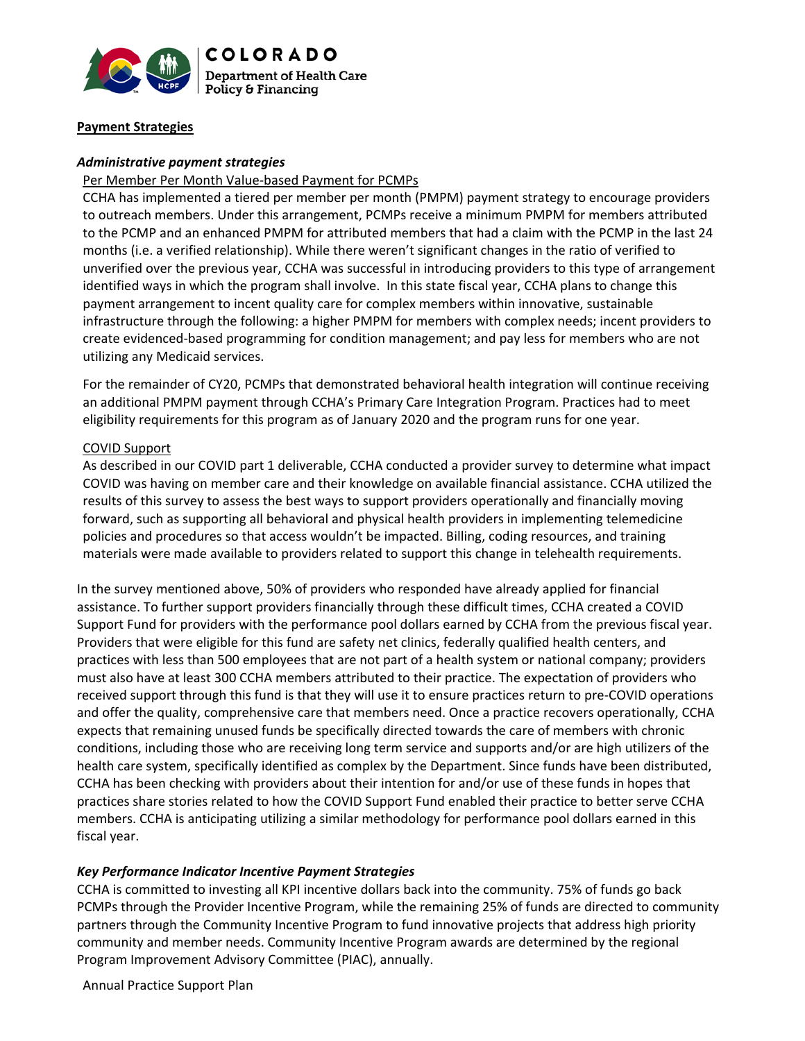## Payment Strategies

### *Administrative payment strategies*

Per Member Per Month Value-based Payment for PCMPs

CCHA has implemented a tiered per member per month (PMPM) payment strategy to encourage providers to outreach members. Under this arrangement, PCMPs receive a minimum PMPM for members attributed to the PCMP and an enhanced PMPM for attributed members that had a claim with the PCMP in the last 24 months (i.e. a verified relationship). While there weren't significant changes in the ratio of verified to unverified over the previous year, CCHA was successful in introducing providers to this type of arrangement identified ways in which the program shall involve. In this state fiscal year, CCHA plans to change this payment arrangement to incent quality care for complex members within innovative, sustainable infrastructure through the following: a higher PMPM for members with complex needs; incent providers to create evidenced-based programming for condition management; and pay less for members who are not utilizing any Medicaid services.

For the remainder of CY20, PCMPs that demonstrated behavioral health integration will continue receiving an additional PMPM payment through CCHA's Primary Care Integration Program. Practices had to meet eligibility requirements for this program as of January 2020 and the program runs for one year.

COVID Support

As described in our COVID part 1 deliverable, CCHA conducted a provider survey to determine what impact COVID was having on member care and their knowledge on available financial assistance. CCHA utilized the results of this survey to assess the best ways to support providers operationally and financially moving forward, such as supporting all behavioral and physical health providers in implementing telemedicine policies and procedures so that access wouldn't be impacted. Billing, coding resources, and training materials were made available to providers related to support this change in telehealth requirements.

In the survey mentioned above, 50% of providers who responded have already applied for financial assistance. To further support providers financially through these difficult times, CCHA created a COVID Support Fund for providers with the performance pool dollars earned by CCHA from the previous fiscal year. Providers that were eligible for this fund are safety net clinics, federally qualified health centers, and practices with less than 500 employees that are not part of a health system or national company; providers must also have at least 300 CCHA members attributed to their practice. The expectation of providers who received support through this fund is that they will use it to ensure practices return to pre-COVID operations and offer the quality, comprehensive care that members need. Once a practice recovers operationally, CCHA expects that remaining unused funds be specifically directed towards the care of members with chronic conditions, including those who are receiving long term service and supports and/or are high utilizers of the health care system, specifically identified as complex by the Department. Since funds have been distributed, CCHA has been checking with providers about their intention for and/or use of these funds in hopes that practices share stories related to how the COVID Support Fund enabled their practice to better serve CCHA members. CCHA is anticipating utilizing a similar methodology for performance pool dollars earned in this fiscal year.

### *Key Performance Indicator Incentive Payment Strategies*

CCHA is committed to investing all KPI incentive dollars back into the community. 75% of funds go back PCMPs through the Provider Incentive Program, while the remaining 25% of funds are directed to community partners through the Community Incentive Program to fund innovative projects that address high priority community and member needs. Community Incentive Program awards are determined by the regional Program Improvement Advisory Committee (PIAC), annually.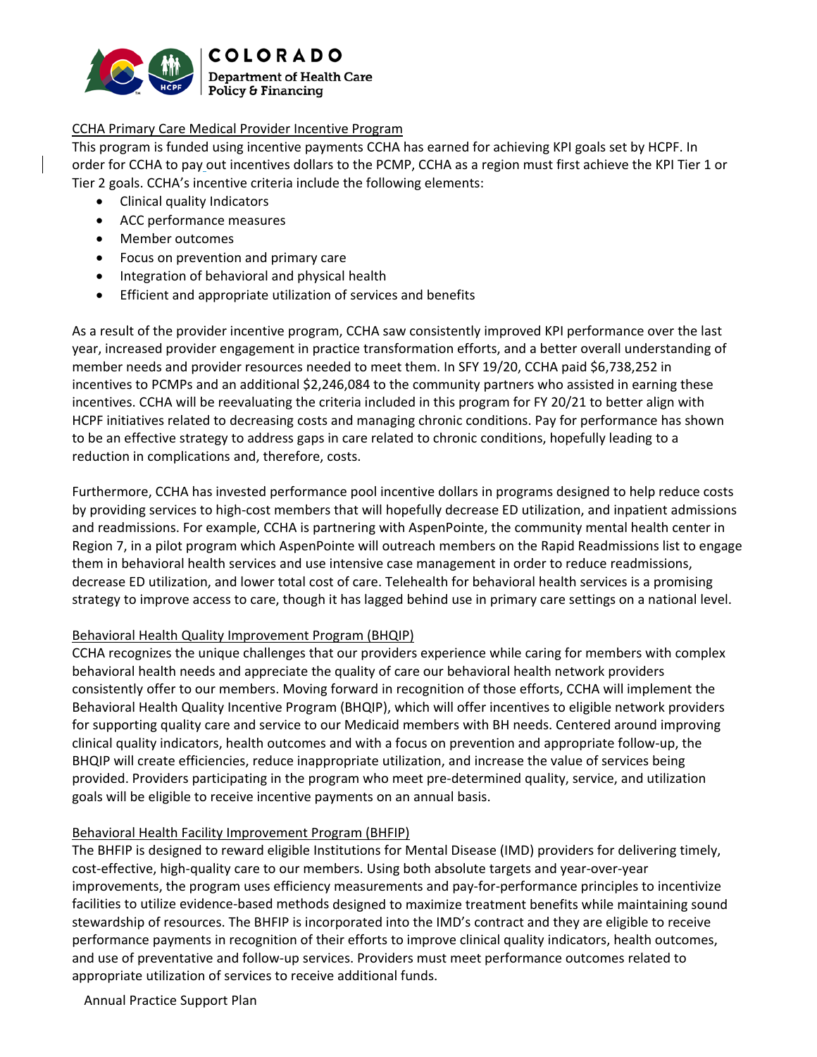CCHA Primary Care Medical Provider Incentive Program

This program is funded using incentive payments CCHA has earned for achieving KPI goals set by HCPF. In order for CCHA to pay out incentives dollars to the PCMP, CCHA as a region must first achieve the KPI Tier 1 or Tier 2 goals. CCHA's incentive criteria include the following elements:

- Clinical quality Indicators
- ACC performance measures
- Member outcomes
- Focus on prevention and primary care
- Integration of behavioral and physical health
- Efficient and appropriate utilization of services and benefits

As a result of the provider incentive program, CCHA saw consistently improved KPI performance over the last year, increased provider engagement in practice transformation efforts, and a better overall understanding of member needs and provider resources needed to meet them. In SFY 19/20, CCHA paid $6,738,252 in incentives to PCMPs and an additional $2,246,084 to the community partners who assisted in earning these incentives. CCHA will be reevaluating the criteria included in this program for FY 20/21 to better align with HCPF initiatives related to decreasing costs and managing chronic conditions. Pay for performance has shown to be an effective strategy to address gaps in care related to chronic conditions, hopefully leading to a reduction in complications and, therefore, costs.

Furthermore, CCHA has invested performance pool incentive dollars in programs designed to help reduce costs by providing services to high-cost members that will hopefully decrease ED utilization, and inpatient admissions and readmissions. For example, CCHA is partnering with AspenPointe, the community mental health center in Region 7, in a pilot program which AspenPointe will outreach members on the Rapid Readmissions list to engage them in behavioral health services and use intensive case management in order to reduce readmissions, decrease ED utilization, and lower total cost of care. Telehealth for behavioral health services is a promising strategy to improve access to care, though it has lagged behind use in primary care settings on a national level.

Behavioral Health Quality Improvement Program (BHQIP)

CCHA recognizes the unique challenges that our providers experience while caring for members with complex behavioral health needs and appreciate the quality of care our behavioral health network providers consistently offer to our members. Moving forward in recognition of those efforts, CCHA will implement the Behavioral Health Quality Incentive Program (BHQIP), which will offer incentives to eligible network providers for supporting quality care and service to our Medicaid members with BH needs. Centered around improving clinical quality indicators, health outcomes and with a focus on prevention and appropriate follow-up, the BHQIP will create efficiencies, reduce inappropriate utilization, and increase the value of services being provided. Providers participating in the program who meet pre-determined quality, service, and utilization goals will be eligible to receive incentive payments on an annual basis.

Behavioral Health Facility Improvement Program (BHFIP)

The BHFIP is designed to reward eligible Institutions for Mental Disease (IMD) providers for delivering timely, cost-effective, high-quality care to our members. Using both absolute targets and year-over-year improvements, the program uses efficiency measurements and pay-for-performance principles to incentivize facilities to utilize evidence-based methods designed to maximize treatment benefits while maintaining sound stewardship of resources. The BHFIP is incorporated into the IMD's contract and they are eligible to receive performance payments in recognition of their efforts to improve clinical quality indicators, health outcomes, and use of preventative and follow-up services. Providers must meet performance outcomes related to appropriate utilization of services to receive additional funds.